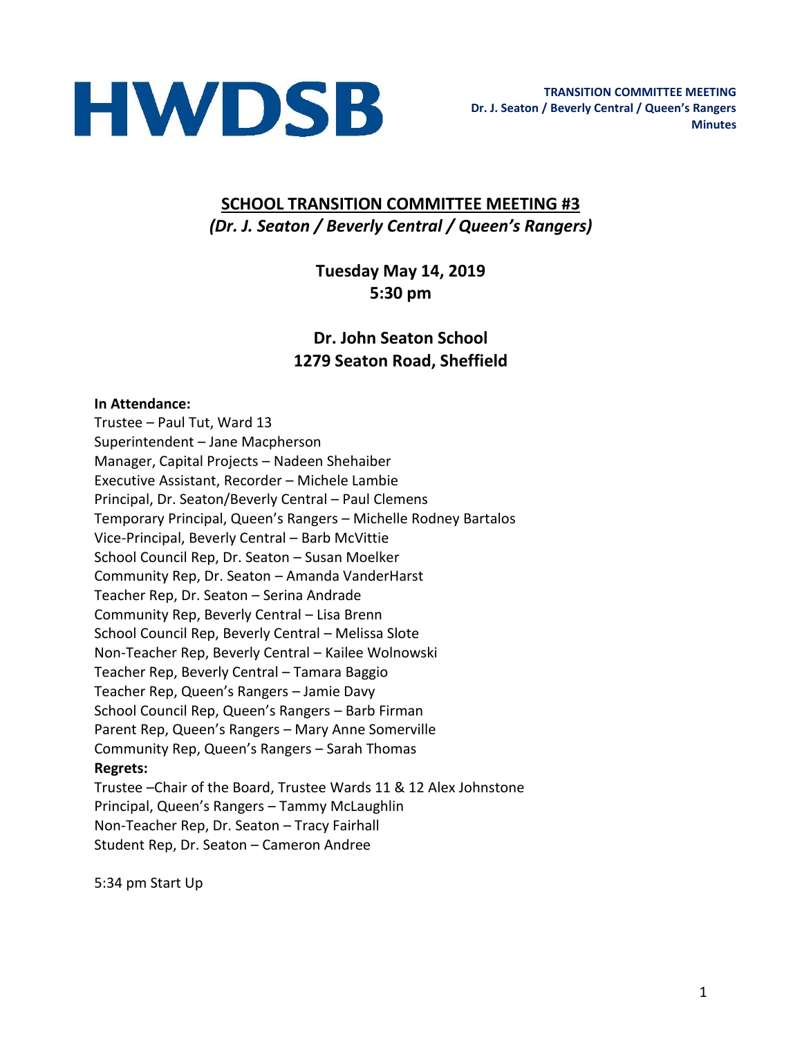HWDSB

**TRANSITION COMMITTEE MEETING**
**Dr. J. Seaton / Beverly Central / Queen's Rangers**
**Minutes**

# SCHOOL TRANSITION COMMITTEE MEETING #3

***(Dr. J. Seaton / Beverly Central / Queen's Rangers)***

**Tuesday May 14, 2019**
**5:30 pm**

**Dr. John Seaton School**
**1279 Seaton Road, Sheffield**

**In Attendance:**
Trustee – Paul Tut, Ward 13
Superintendent – Jane Macpherson
Manager, Capital Projects – Nadeen Shehaiber
Executive Assistant, Recorder – Michele Lambie
Principal, Dr. Seaton/Beverly Central – Paul Clemens
Temporary Principal, Queen's Rangers – Michelle Rodney Bartalos
Vice-Principal, Beverly Central – Barb McVittie
School Council Rep, Dr. Seaton – Susan Moelker
Community Rep, Dr. Seaton – Amanda VanderHarst
Teacher Rep, Dr. Seaton – Serina Andrade
Community Rep, Beverly Central – Lisa Brenn
School Council Rep, Beverly Central – Melissa Slote
Non-Teacher Rep, Beverly Central – Kailee Wolnowski
Teacher Rep, Beverly Central – Tamara Baggio
Teacher Rep, Queen's Rangers – Jamie Davy
School Council Rep, Queen's Rangers – Barb Firman
Parent Rep, Queen's Rangers – Mary Anne Somerville
Community Rep, Queen's Rangers – Sarah Thomas

**Regrets:**
Trustee –Chair of the Board, Trustee Wards 11 & 12 Alex Johnstone
Principal, Queen's Rangers – Tammy McLaughlin
Non-Teacher Rep, Dr. Seaton – Tracy Fairhall
Student Rep, Dr. Seaton – Cameron Andree

5:34 pm Start Up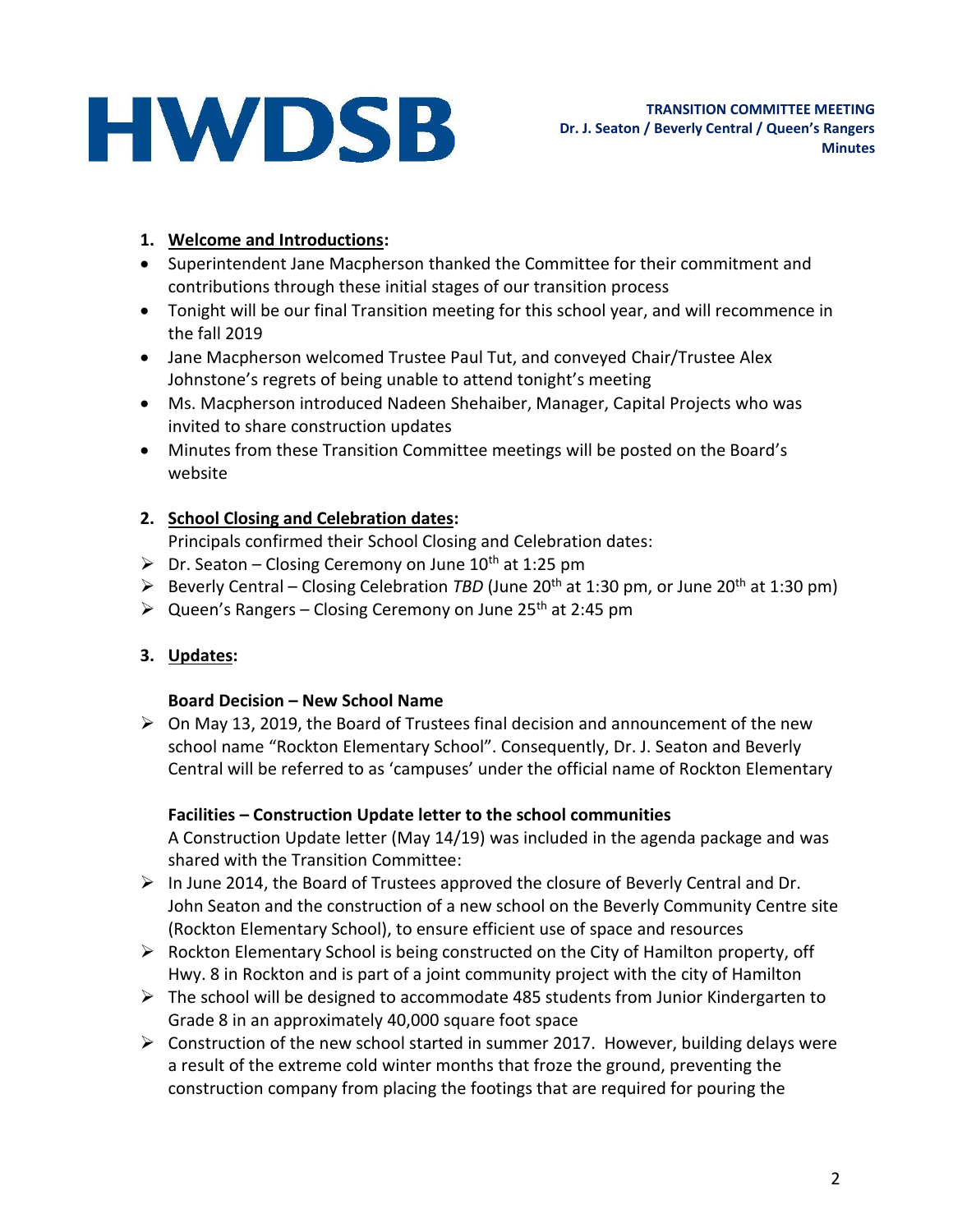**TRANSITION COMMITTEE MEETING**
**Dr. J. Seaton / Beverly Central / Queen's Rangers**
**Minutes**

1. **Welcome and Introductions:**

- Superintendent Jane Macpherson thanked the Committee for their commitment and contributions through these initial stages of our transition process
- Tonight will be our final Transition meeting for this school year, and will recommence in the fall 2019
- Jane Macpherson welcomed Trustee Paul Tut, and conveyed Chair/Trustee Alex Johnstone's regrets of being unable to attend tonight's meeting
- Ms. Macpherson introduced Nadeen Shehaiber, Manager, Capital Projects who was invited to share construction updates
- Minutes from these Transition Committee meetings will be posted on the Board's website

2. **School Closing and Celebration dates:**

Principals confirmed their School Closing and Celebration dates:

- Dr. Seaton – Closing Ceremony on June 10th at 1:25 pm
- Beverly Central – Closing Celebration *TBD* (June 20th at 1:30 pm, or June 20th at 1:30 pm)
- Queen's Rangers – Closing Ceremony on June 25th at 2:45 pm

3. **Updates:**

**Board Decision – New School Name**

- On May 13, 2019, the Board of Trustees final decision and announcement of the new school name "Rockton Elementary School". Consequently, Dr. J. Seaton and Beverly Central will be referred to as 'campuses' under the official name of Rockton Elementary

**Facilities – Construction Update letter to the school communities**

A Construction Update letter (May 14/19) was included in the agenda package and was shared with the Transition Committee:

- In June 2014, the Board of Trustees approved the closure of Beverly Central and Dr. John Seaton and the construction of a new school on the Beverly Community Centre site (Rockton Elementary School), to ensure efficient use of space and resources
- Rockton Elementary School is being constructed on the City of Hamilton property, off Hwy. 8 in Rockton and is part of a joint community project with the city of Hamilton
- The school will be designed to accommodate 485 students from Junior Kindergarten to Grade 8 in an approximately 40,000 square foot space
- Construction of the new school started in summer 2017. However, building delays were a result of the extreme cold winter months that froze the ground, preventing the construction company from placing the footings that are required for pouring the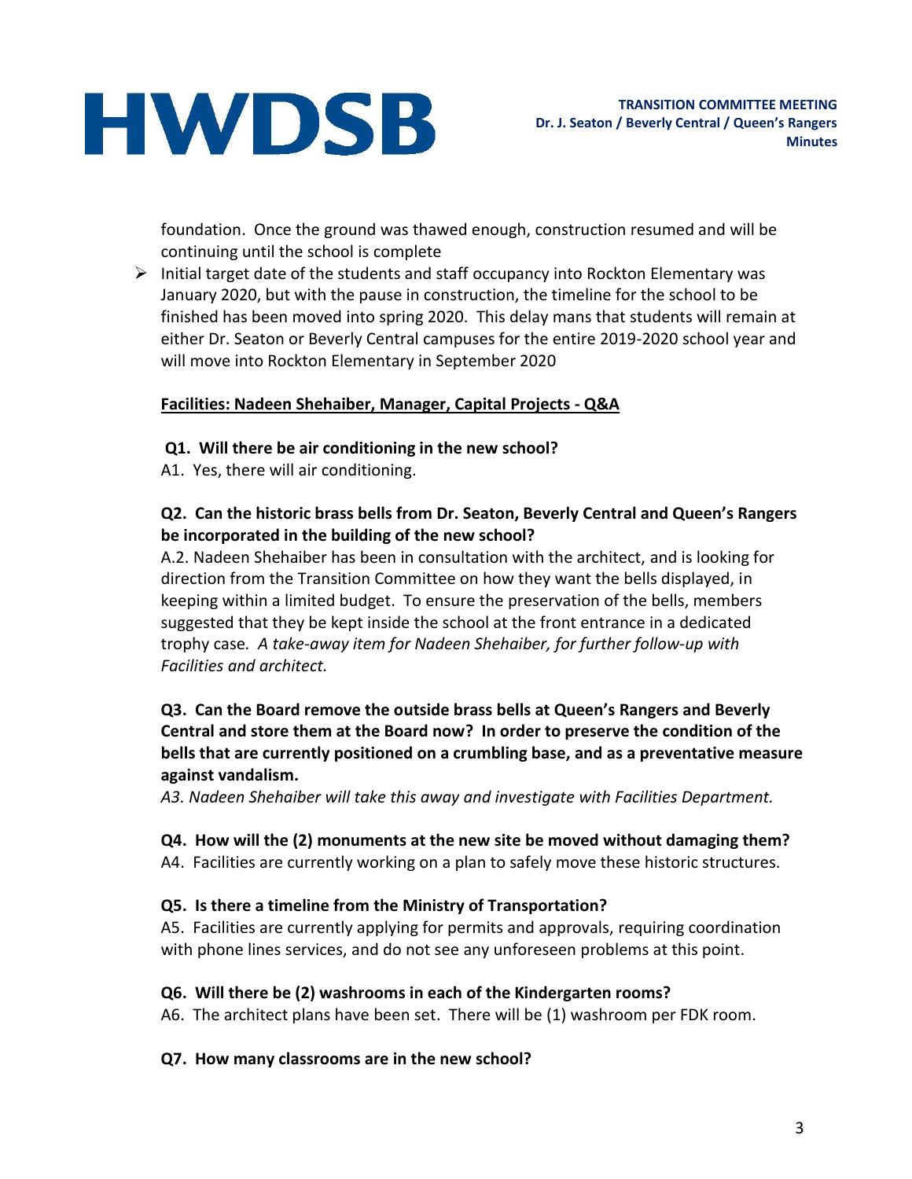foundation. Once the ground was thawed enough, construction resumed and will be continuing until the school is complete

- Initial target date of the students and staff occupancy into Rockton Elementary was January 2020, but with the pause in construction, the timeline for the school to be finished has been moved into spring 2020. This delay mans that students will remain at either Dr. Seaton or Beverly Central campuses for the entire 2019-2020 school year and will move into Rockton Elementary in September 2020

**Facilities: Nadeen Shehaiber, Manager, Capital Projects - Q&A**

**Q1. Will there be air conditioning in the new school?**
A1. Yes, there will air conditioning.

**Q2. Can the historic brass bells from Dr. Seaton, Beverly Central and Queen's Rangers be incorporated in the building of the new school?**
A.2. Nadeen Shehaiber has been in consultation with the architect, and is looking for direction from the Transition Committee on how they want the bells displayed, in keeping within a limited budget. To ensure the preservation of the bells, members suggested that they be kept inside the school at the front entrance in a dedicated trophy case. *A take-away item for Nadeen Shehaiber, for further follow-up with Facilities and architect.*

**Q3. Can the Board remove the outside brass bells at Queen's Rangers and Beverly Central and store them at the Board now? In order to preserve the condition of the bells that are currently positioned on a crumbling base, and as a preventative measure against vandalism.**
*A3. Nadeen Shehaiber will take this away and investigate with Facilities Department.*

**Q4. How will the (2) monuments at the new site be moved without damaging them?**
A4. Facilities are currently working on a plan to safely move these historic structures.

**Q5. Is there a timeline from the Ministry of Transportation?**
A5. Facilities are currently applying for permits and approvals, requiring coordination with phone lines services, and do not see any unforeseen problems at this point.

**Q6. Will there be (2) washrooms in each of the Kindergarten rooms?**
A6. The architect plans have been set. There will be (1) washroom per FDK room.

**Q7. How many classrooms are in the new school?**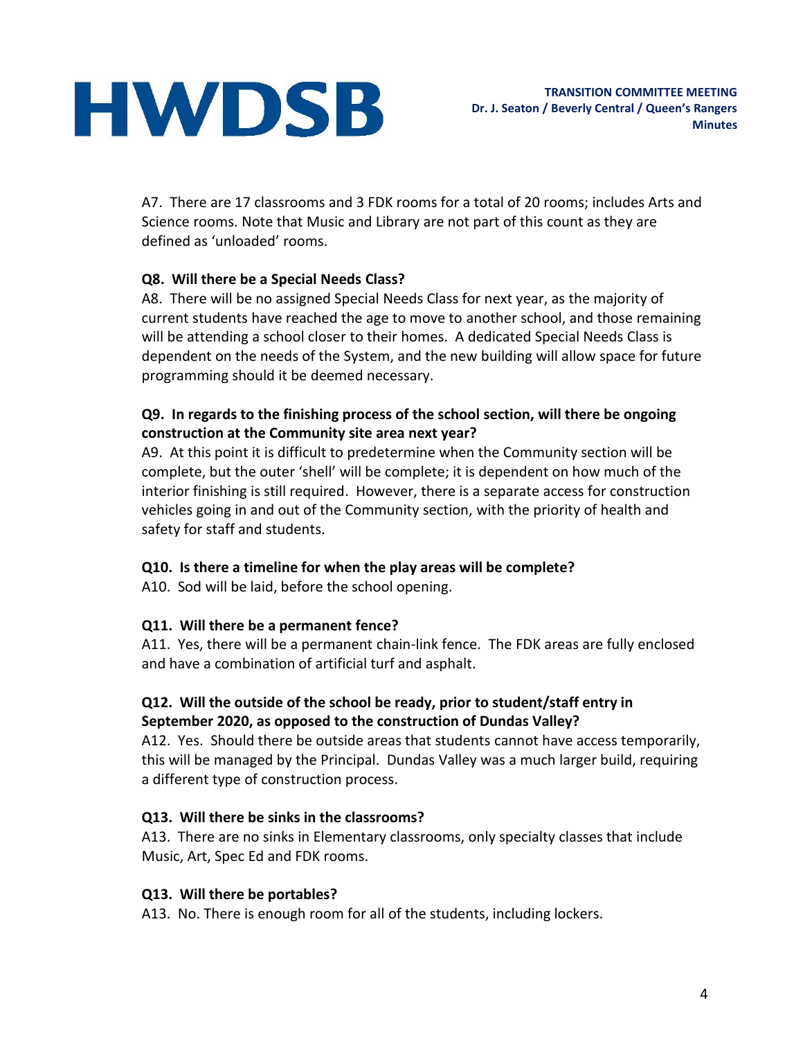A7. There are 17 classrooms and 3 FDK rooms for a total of 20 rooms; includes Arts and Science rooms. Note that Music and Library are not part of this count as they are defined as 'unloaded' rooms.

**Q8. Will there be a Special Needs Class?**

A8. There will be no assigned Special Needs Class for next year, as the majority of current students have reached the age to move to another school, and those remaining will be attending a school closer to their homes. A dedicated Special Needs Class is dependent on the needs of the System, and the new building will allow space for future programming should it be deemed necessary.

**Q9. In regards to the finishing process of the school section, will there be ongoing construction at the Community site area next year?**

A9. At this point it is difficult to predetermine when the Community section will be complete, but the outer 'shell' will be complete; it is dependent on how much of the interior finishing is still required. However, there is a separate access for construction vehicles going in and out of the Community section, with the priority of health and safety for staff and students.

**Q10. Is there a timeline for when the play areas will be complete?**

A10. Sod will be laid, before the school opening.

**Q11. Will there be a permanent fence?**

A11. Yes, there will be a permanent chain-link fence. The FDK areas are fully enclosed and have a combination of artificial turf and asphalt.

**Q12. Will the outside of the school be ready, prior to student/staff entry in September 2020, as opposed to the construction of Dundas Valley?**

A12. Yes. Should there be outside areas that students cannot have access temporarily, this will be managed by the Principal. Dundas Valley was a much larger build, requiring a different type of construction process.

**Q13. Will there be sinks in the classrooms?**

A13. There are no sinks in Elementary classrooms, only specialty classes that include Music, Art, Spec Ed and FDK rooms.

**Q13. Will there be portables?**

A13. No. There is enough room for all of the students, including lockers.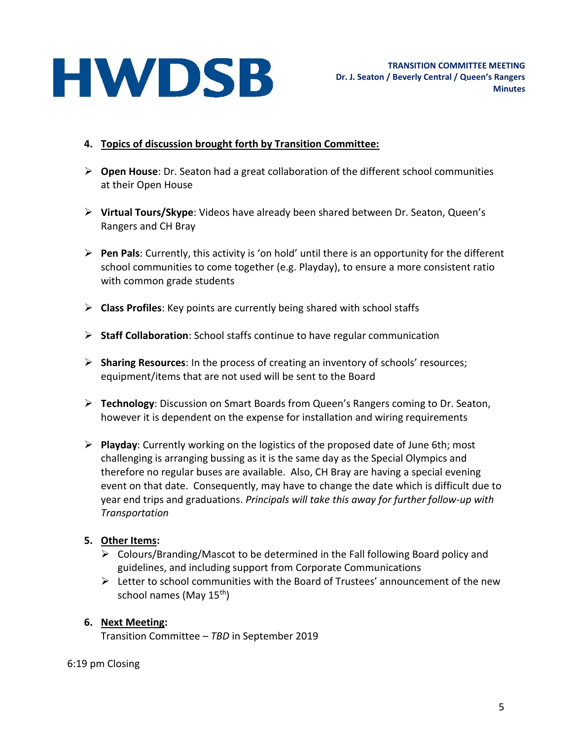4. **Topics of discussion brought forth by Transition Committee:**

- **Open House**: Dr. Seaton had a great collaboration of the different school communities at their Open House
- **Virtual Tours/Skype**: Videos have already been shared between Dr. Seaton, Queen's Rangers and CH Bray
- **Pen Pals**: Currently, this activity is 'on hold' until there is an opportunity for the different school communities to come together (e.g. Playday), to ensure a more consistent ratio with common grade students
- **Class Profiles**: Key points are currently being shared with school staffs
- **Staff Collaboration**: School staffs continue to have regular communication
- **Sharing Resources**: In the process of creating an inventory of schools' resources; equipment/items that are not used will be sent to the Board
- **Technology**: Discussion on Smart Boards from Queen's Rangers coming to Dr. Seaton, however it is dependent on the expense for installation and wiring requirements
- **Playday**: Currently working on the logistics of the proposed date of June 6th; most challenging is arranging bussing as it is the same day as the Special Olympics and therefore no regular buses are available. Also, CH Bray are having a special evening event on that date. Consequently, may have to change the date which is difficult due to year end trips and graduations. *Principals will take this away for further follow-up with Transportation*

5. **Other Items:**
   - Colours/Branding/Mascot to be determined in the Fall following Board policy and guidelines, and including support from Corporate Communications
   - Letter to school communities with the Board of Trustees' announcement of the new school names (May 15th)

6. **Next Meeting:**
   Transition Committee – *TBD* in September 2019

6:19 pm Closing